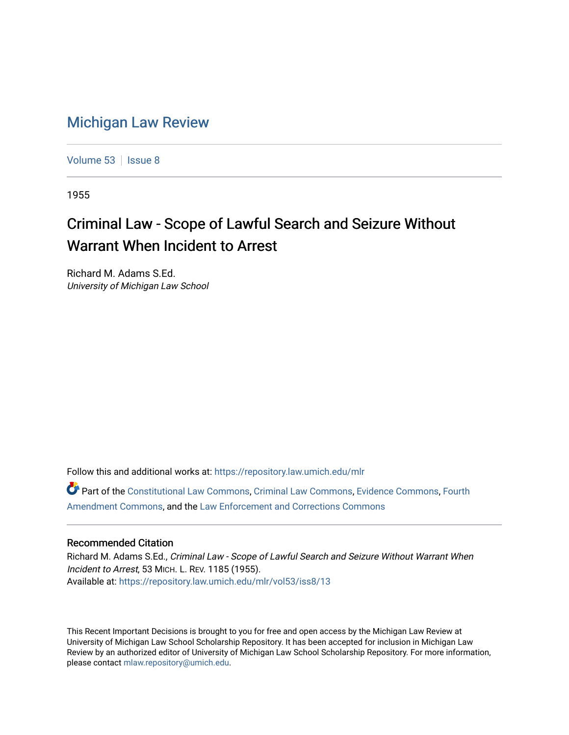# Michigan Law Review

Volume 53 | Issue 8

1955

## Criminal Law - Scope of Lawful Search and Seizure Without Warrant When Incident to Arrest

Richard M. Adams S.Ed.
*University of Michigan Law School*

Follow this and additional works at: https://repository.law.umich.edu/mlr

Part of the Constitutional Law Commons, Criminal Law Commons, Evidence Commons, Fourth Amendment Commons, and the Law Enforcement and Corrections Commons

### Recommended Citation

Richard M. Adams S.Ed., *Criminal Law - Scope of Lawful Search and Seizure Without Warrant When Incident to Arrest*, 53 MICH. L. REV. 1185 (1955).
Available at: https://repository.law.umich.edu/mlr/vol53/iss8/13

This Recent Important Decisions is brought to you for free and open access by the Michigan Law Review at University of Michigan Law School Scholarship Repository. It has been accepted for inclusion in Michigan Law Review by an authorized editor of University of Michigan Law School Scholarship Repository. For more information, please contact mlaw.repository@umich.edu.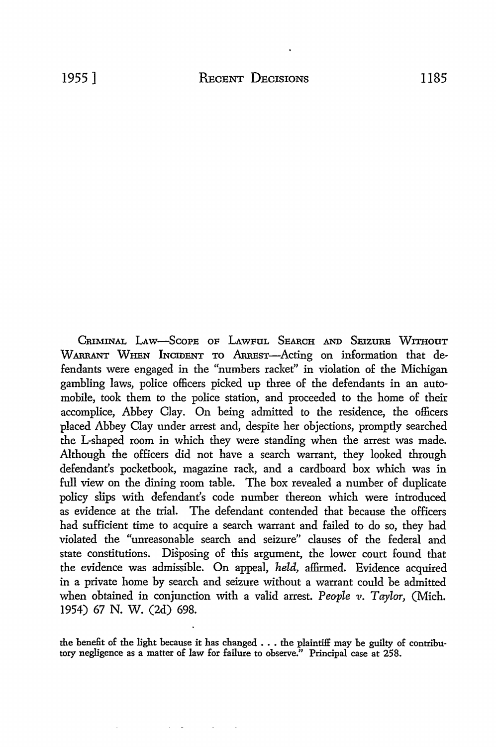CRIMINAL LAW—SCOPE OF LAWFUL SEARCH AND SEIZURE WITHOUT WARRANT WHEN INCIDENT TO ARREST—Acting on information that defendants were engaged in the "numbers racket" in violation of the Michigan gambling laws, police officers picked up three of the defendants in an automobile, took them to the police station, and proceeded to the home of their accomplice, Abbey Clay. On being admitted to the residence, the officers placed Abbey Clay under arrest and, despite her objections, promptly searched the L-shaped room in which they were standing when the arrest was made. Although the officers did not have a search warrant, they looked through defendant's pocketbook, magazine rack, and a cardboard box which was in full view on the dining room table. The box revealed a number of duplicate policy slips with defendant's code number thereon which were introduced as evidence at the trial. The defendant contended that because the officers had sufficient time to acquire a search warrant and failed to do so, they had violated the "unreasonable search and seizure" clauses of the federal and state constitutions. Disposing of this argument, the lower court found that the evidence was admissible. On appeal, *held,* affirmed. Evidence acquired in a private home by search and seizure without a warrant could be admitted when obtained in conjunction with a valid arrest. *People v. Taylor,* (Mich. 1954) 67 N. W. (2d) 698.

the benefit of the light because it has changed . . . the plaintiff may be guilty of contributory negligence as a matter of law for failure to observe." Principal case at 258.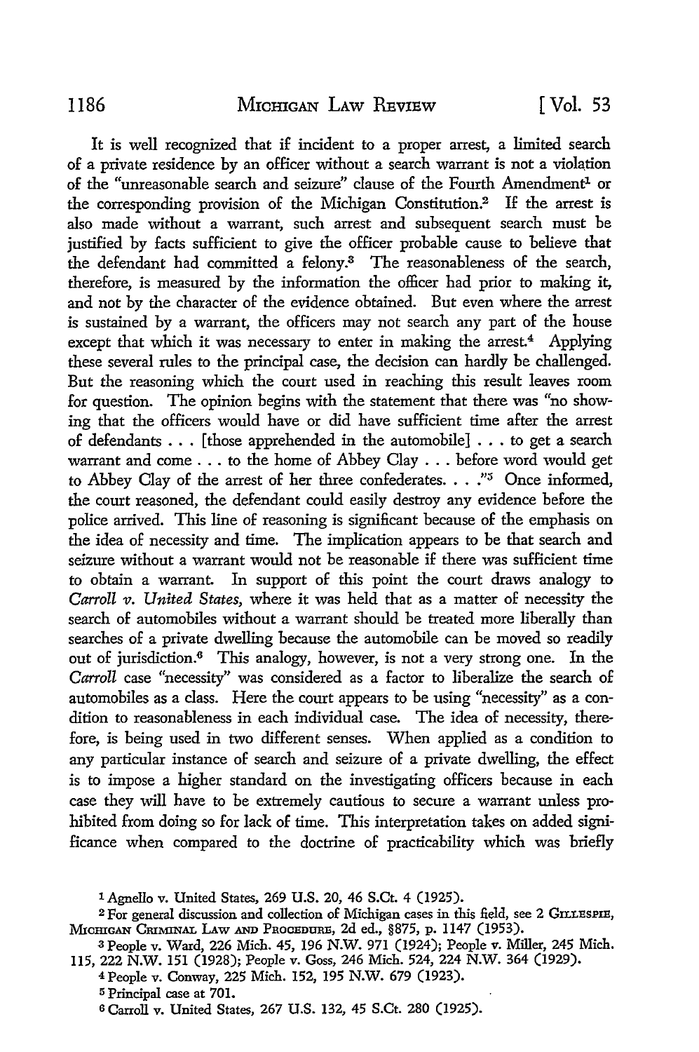It is well recognized that if incident to a proper arrest, a limited search of a private residence by an officer without a search warrant is not a violation of the "unreasonable search and seizure" clause of the Fourth Amendment[1] or the corresponding provision of the Michigan Constitution.[2] If the arrest is also made without a warrant, such arrest and subsequent search must be justified by facts sufficient to give the officer probable cause to believe that the defendant had committed a felony.[3] The reasonableness of the search, therefore, is measured by the information the officer had prior to making it, and not by the character of the evidence obtained. But even where the arrest is sustained by a warrant, the officers may not search any part of the house except that which it was necessary to enter in making the arrest.[4] Applying these several rules to the principal case, the decision can hardly be challenged. But the reasoning which the court used in reaching this result leaves room for question. The opinion begins with the statement that there was "no showing that the officers would have or did have sufficient time after the arrest of defendants . . . [those apprehended in the automobile] . . . to get a search warrant and come . . . to the home of Abbey Clay . . . before word would get to Abbey Clay of the arrest of her three confederates. . . ."[5] Once informed, the court reasoned, the defendant could easily destroy any evidence before the police arrived. This line of reasoning is significant because of the emphasis on the idea of necessity and time. The implication appears to be that search and seizure without a warrant would not be reasonable if there was sufficient time to obtain a warrant. In support of this point the court draws analogy to *Carroll v. United States*, where it was held that as a matter of necessity the search of automobiles without a warrant should be treated more liberally than searches of a private dwelling because the automobile can be moved so readily out of jurisdiction.[6] This analogy, however, is not a very strong one. In the *Carroll* case "necessity" was considered as a factor to liberalize the search of automobiles as a class. Here the court appears to be using "necessity" as a condition to reasonableness in each individual case. The idea of necessity, therefore, is being used in two different senses. When applied as a condition to any particular instance of search and seizure of a private dwelling, the effect is to impose a higher standard on the investigating officers because in each case they will have to be extremely cautious to secure a warrant unless prohibited from doing so for lack of time. This interpretation takes on added significance when compared to the doctrine of practicability which was briefly

---

[1] Agnello v. United States, 269 U.S. 20, 46 S.Ct. 4 (1925).

[2] For general discussion and collection of Michigan cases in this field, see 2 GILLESPIE, MICHIGAN CRIMINAL LAW AND PROCEDURE, 2d ed., §875, p. 1147 (1953).

[3] People v. Ward, 226 Mich. 45, 196 N.W. 971 (1924); People v. Miller, 245 Mich. 115, 222 N.W. 151 (1928); People v. Goss, 246 Mich. 524, 224 N.W. 364 (1929).

[4] People v. Conway, 225 Mich. 152, 195 N.W. 679 (1923).

[5] Principal case at 701.

[6] Carroll v. United States, 267 U.S. 132, 45 S.Ct. 280 (1925).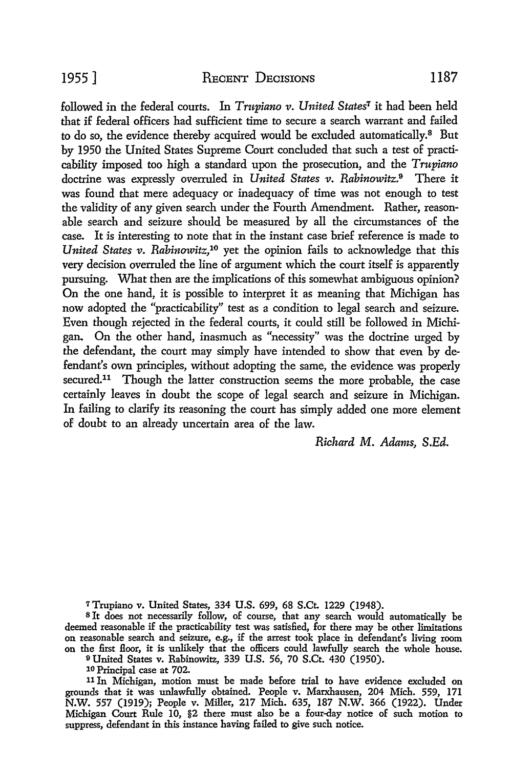followed in the federal courts. In *Trupiano v. United States*[7] it had been held that if federal officers had sufficient time to secure a search warrant and failed to do so, the evidence thereby acquired would be excluded automatically.[8] But by 1950 the United States Supreme Court concluded that such a test of practicability imposed too high a standard upon the prosecution, and the *Trupiano* doctrine was expressly overruled in *United States v. Rabinowitz*.[9] There it was found that mere adequacy or inadequacy of time was not enough to test the validity of any given search under the Fourth Amendment. Rather, reasonable search and seizure should be measured by all the circumstances of the case. It is interesting to note that in the instant case brief reference is made to *United States v. Rabinowitz*,[10] yet the opinion fails to acknowledge that this very decision overruled the line of argument which the court itself is apparently pursuing. What then are the implications of this somewhat ambiguous opinion? On the one hand, it is possible to interpret it as meaning that Michigan has now adopted the "practicability" test as a condition to legal search and seizure. Even though rejected in the federal courts, it could still be followed in Michigan. On the other hand, inasmuch as "necessity" was the doctrine urged by the defendant, the court may simply have intended to show that even by defendant's own principles, without adopting the same, the evidence was properly secured.[11] Though the latter construction seems the more probable, the case certainly leaves in doubt the scope of legal search and seizure in Michigan. In failing to clarify its reasoning the court has simply added one more element of doubt to an already uncertain area of the law.

*Richard M. Adams, S.Ed.*

---

[7] Trupiano v. United States, 334 U.S. 699, 68 S.Ct. 1229 (1948).

[8] It does not necessarily follow, of course, that any search would automatically be deemed reasonable if the practicability test was satisfied, for there may be other limitations on reasonable search and seizure, e.g., if the arrest took place in defendant's living room on the first floor, it is unlikely that the officers could lawfully search the whole house.

[9] United States v. Rabinowitz, 339 U.S. 56, 70 S.Ct. 430 (1950).

[10] Principal case at 702.

[11] In Michigan, motion must be made before trial to have evidence excluded on grounds that it was unlawfully obtained. People v. Marxhausen, 204 Mich. 559, 171 N.W. 557 (1919); People v. Miller, 217 Mich. 635, 187 N.W. 366 (1922). Under Michigan Court Rule 10, §2 there must also be a four-day notice of such motion to suppress, defendant in this instance having failed to give such notice.